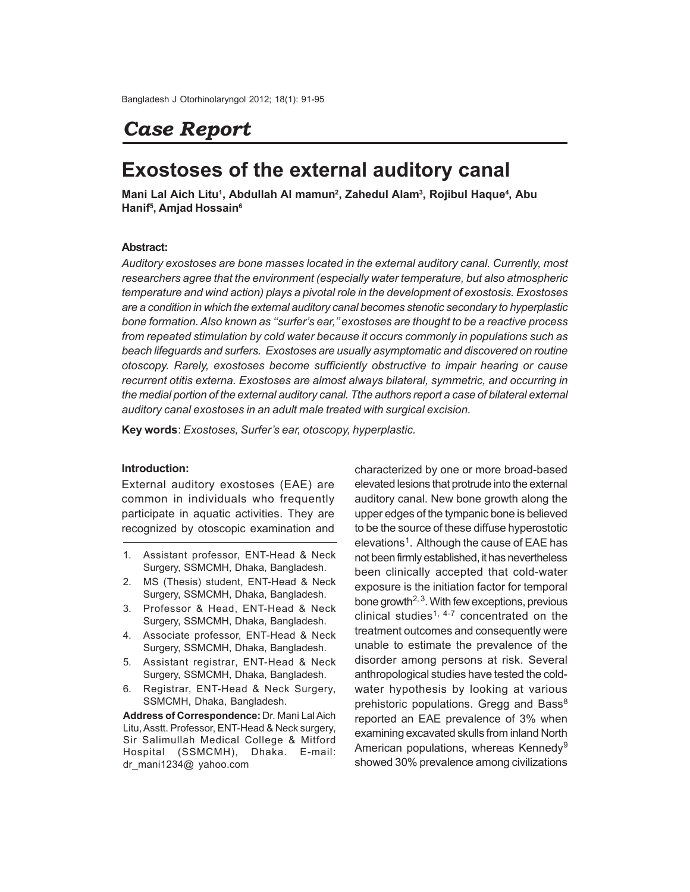## *Case Report*

# Exostoses of the external auditory canal

**Mani Lal Aich Litu[1], Abdullah Al mamun[2], Zahedul Alam[3], Rojibul Haque[4], Abu Hanif[5], Amjad Hossain[6]**

### Abstract:

*Auditory exostoses are bone masses located in the external auditory canal. Currently, most researchers agree that the environment (especially water temperature, but also atmospheric temperature and wind action) plays a pivotal role in the development of exostosis. Exostoses are a condition in which the external auditory canal becomes stenotic secondary to hyperplastic bone formation. Also known as "surfer's ear," exostoses are thought to be a reactive process from repeated stimulation by cold water because it occurs commonly in populations such as beach lifeguards and surfers. Exostoses are usually asymptomatic and discovered on routine otoscopy. Rarely, exostoses become sufficiently obstructive to impair hearing or cause recurrent otitis externa. Exostoses are almost always bilateral, symmetric, and occurring in the medial portion of the external auditory canal. Tthe authors report a case of bilateral external auditory canal exostoses in an adult male treated with surgical excision.*

**Key words**: *Exostoses, Surfer's ear, otoscopy, hyperplastic.*

### Introduction:

External auditory exostoses (EAE) are common in individuals who frequently participate in aquatic activities. They are recognized by otoscopic examination and characterized by one or more broad-based elevated lesions that protrude into the external auditory canal. New bone growth along the upper edges of the tympanic bone is believed to be the source of these diffuse hyperostotic elevations[1]. Although the cause of EAE has not been firmly established, it has nevertheless been clinically accepted that cold-water exposure is the initiation factor for temporal bone growth[2, 3]. With few exceptions, previous clinical studies[1, 4-7] concentrated on the treatment outcomes and consequently were unable to estimate the prevalence of the disorder among persons at risk. Several anthropological studies have tested the cold-water hypothesis by looking at various prehistoric populations. Gregg and Bass[8] reported an EAE prevalence of 3% when examining excavated skulls from inland North American populations, whereas Kennedy[9] showed 30% prevalence among civilizations

1. Assistant professor, ENT-Head & Neck Surgery, SSMCMH, Dhaka, Bangladesh.
2. MS (Thesis) student, ENT-Head & Neck Surgery, SSMCMH, Dhaka, Bangladesh.
3. Professor & Head, ENT-Head & Neck Surgery, SSMCMH, Dhaka, Bangladesh.
4. Associate professor, ENT-Head & Neck Surgery, SSMCMH, Dhaka, Bangladesh.
5. Assistant registrar, ENT-Head & Neck Surgery, SSMCMH, Dhaka, Bangladesh.
6. Registrar, ENT-Head & Neck Surgery, SSMCMH, Dhaka, Bangladesh.

**Address of Correspondence:** Dr. Mani Lal Aich Litu, Asstt. Professor, ENT-Head & Neck surgery, Sir Salimullah Medical College & Mitford Hospital (SSMCMH), Dhaka. E-mail: dr_mani1234@ yahoo.com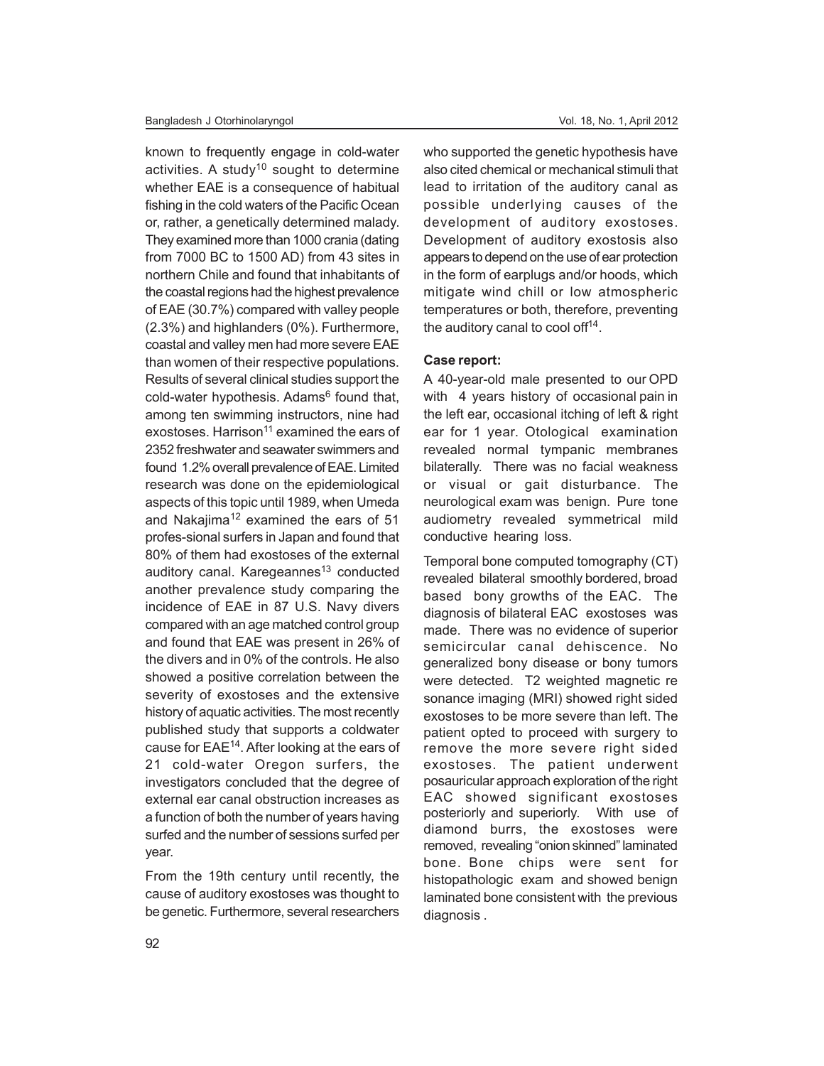known to frequently engage in cold-water activities. A study[10] sought to determine whether EAE is a consequence of habitual fishing in the cold waters of the Pacific Ocean or, rather, a genetically determined malady. They examined more than 1000 crania (dating from 7000 BC to 1500 AD) from 43 sites in northern Chile and found that inhabitants of the coastal regions had the highest prevalence of EAE (30.7%) compared with valley people (2.3%) and highlanders (0%). Furthermore, coastal and valley men had more severe EAE than women of their respective populations. Results of several clinical studies support the cold-water hypothesis. Adams[6] found that, among ten swimming instructors, nine had exostoses. Harrison[11] examined the ears of 2352 freshwater and seawater swimmers and found 1.2% overall prevalence of EAE. Limited research was done on the epidemiological aspects of this topic until 1989, when Umeda and Nakajima[12] examined the ears of 51 profes-sional surfers in Japan and found that 80% of them had exostoses of the external auditory canal. Karegeannes[13] conducted another prevalence study comparing the incidence of EAE in 87 U.S. Navy divers compared with an age matched control group and found that EAE was present in 26% of the divers and in 0% of the controls. He also showed a positive correlation between the severity of exostoses and the extensive history of aquatic activities. The most recently published study that supports a coldwater cause for EAE[14]. After looking at the ears of 21 cold-water Oregon surfers, the investigators concluded that the degree of external ear canal obstruction increases as a function of both the number of years having surfed and the number of sessions surfed per year.

From the 19th century until recently, the cause of auditory exostoses was thought to be genetic. Furthermore, several researchers who supported the genetic hypothesis have also cited chemical or mechanical stimuli that lead to irritation of the auditory canal as possible underlying causes of the development of auditory exostoses. Development of auditory exostosis also appears to depend on the use of ear protection in the form of earplugs and/or hoods, which mitigate wind chill or low atmospheric temperatures or both, therefore, preventing the auditory canal to cool off[14].

**Case report:**

A 40-year-old male presented to our OPD with 4 years history of occasional pain in the left ear, occasional itching of left & right ear for 1 year. Otological examination revealed normal tympanic membranes bilaterally. There was no facial weakness or visual or gait disturbance. The neurological exam was benign. Pure tone audiometry revealed symmetrical mild conductive hearing loss.

Temporal bone computed tomography (CT) revealed bilateral smoothly bordered, broad based bony growths of the EAC. The diagnosis of bilateral EAC exostoses was made. There was no evidence of superior semicircular canal dehiscence. No generalized bony disease or bony tumors were detected. T2 weighted magnetic re sonance imaging (MRI) showed right sided exostoses to be more severe than left. The patient opted to proceed with surgery to remove the more severe right sided exostoses. The patient underwent posauricular approach exploration of the right EAC showed significant exostoses posteriorly and superiorly. With use of diamond burrs, the exostoses were removed, revealing "onion skinned" laminated bone. Bone chips were sent for histopathologic exam and showed benign laminated bone consistent with the previous diagnosis .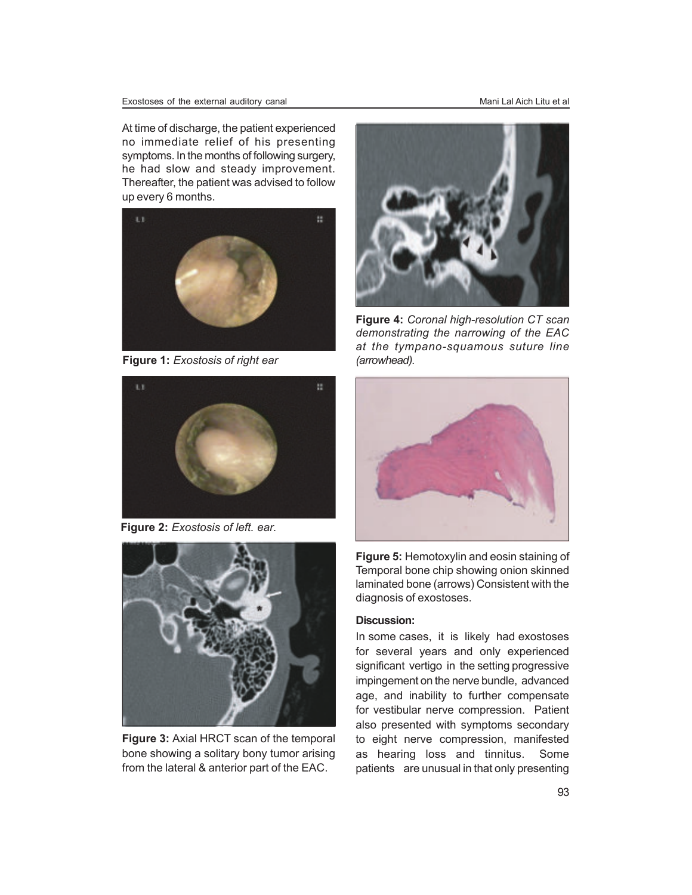At time of discharge, the patient experienced no immediate relief of his presenting symptoms. In the months of following surgery, he had slow and steady improvement. Thereafter, the patient was advised to follow up every 6 months.

**Figure 1:** *Exostosis of right ear*

**Figure 2:** *Exostosis of left. ear.*

**Figure 3:** Axial HRCT scan of the temporal bone showing a solitary bony tumor arising from the lateral & anterior part of the EAC.

**Figure 4:** *Coronal high-resolution CT scan demonstrating the narrowing of the EAC at the tympano-squamous suture line (arrowhead).*

**Figure 5:** Hemotoxylin and eosin staining of Temporal bone chip showing onion skinned laminated bone (arrows) Consistent with the diagnosis of exostoses.

**Discussion:**

In some cases, it is likely had exostoses for several years and only experienced significant vertigo in the setting progressive impingement on the nerve bundle, advanced age, and inability to further compensate for vestibular nerve compression. Patient also presented with symptoms secondary to eight nerve compression, manifested as hearing loss and tinnitus. Some patients are unusual in that only presenting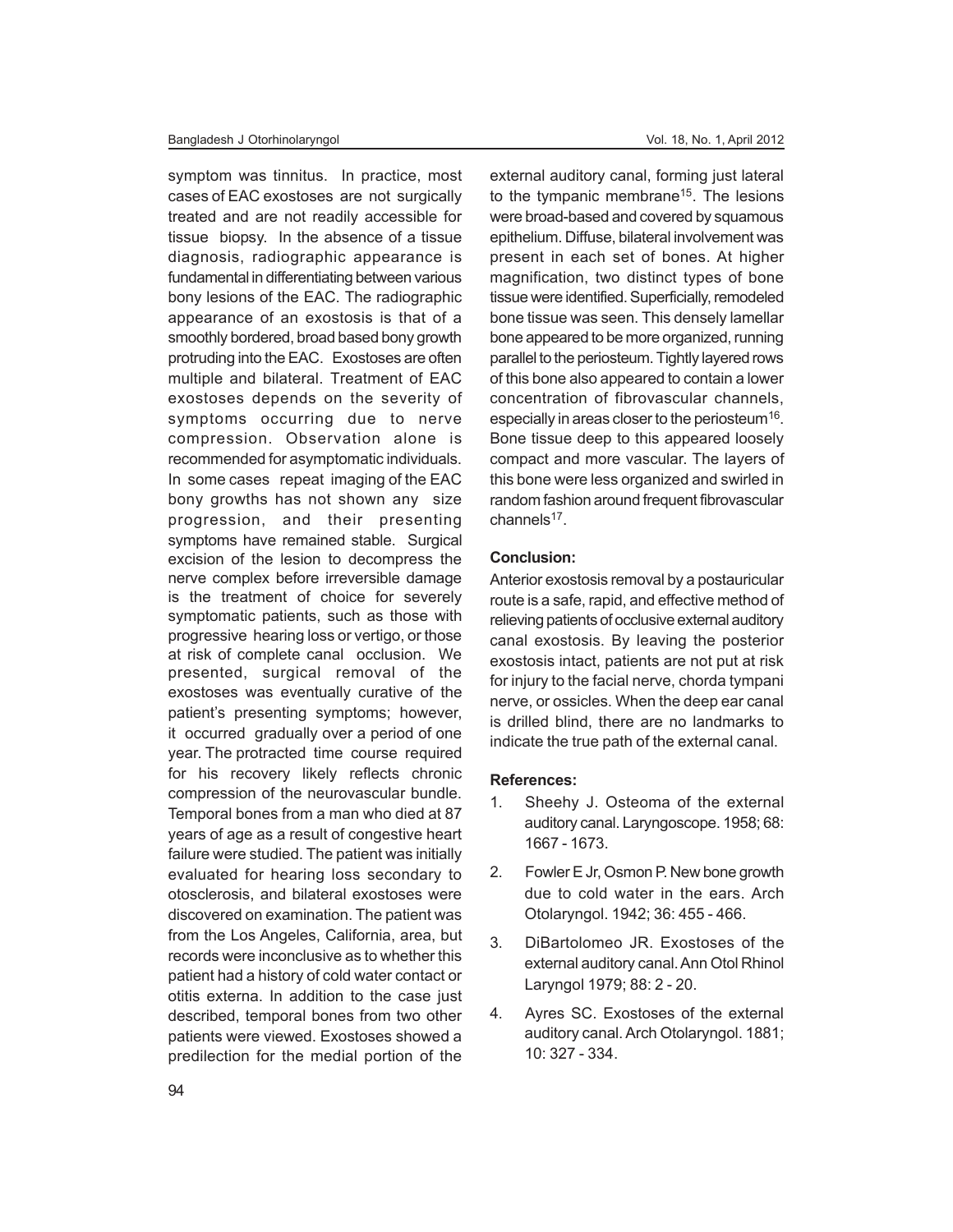symptom was tinnitus. In practice, most cases of EAC exostoses are not surgically treated and are not readily accessible for tissue biopsy. In the absence of a tissue diagnosis, radiographic appearance is fundamental in differentiating between various bony lesions of the EAC. The radiographic appearance of an exostosis is that of a smoothly bordered, broad based bony growth protruding into the EAC. Exostoses are often multiple and bilateral. Treatment of EAC exostoses depends on the severity of symptoms occurring due to nerve compression. Observation alone is recommended for asymptomatic individuals. In some cases repeat imaging of the EAC bony growths has not shown any size progression, and their presenting symptoms have remained stable. Surgical excision of the lesion to decompress the nerve complex before irreversible damage is the treatment of choice for severely symptomatic patients, such as those with progressive hearing loss or vertigo, or those at risk of complete canal occlusion. We presented, surgical removal of the exostoses was eventually curative of the patient's presenting symptoms; however, it occurred gradually over a period of one year. The protracted time course required for his recovery likely reflects chronic compression of the neurovascular bundle. Temporal bones from a man who died at 87 years of age as a result of congestive heart failure were studied. The patient was initially evaluated for hearing loss secondary to otosclerosis, and bilateral exostoses were discovered on examination. The patient was from the Los Angeles, California, area, but records were inconclusive as to whether this patient had a history of cold water contact or otitis externa. In addition to the case just described, temporal bones from two other patients were viewed. Exostoses showed a predilection for the medial portion of the external auditory canal, forming just lateral to the tympanic membrane[15]. The lesions were broad-based and covered by squamous epithelium. Diffuse, bilateral involvement was present in each set of bones. At higher magnification, two distinct types of bone tissue were identified. Superficially, remodeled bone tissue was seen. This densely lamellar bone appeared to be more organized, running parallel to the periosteum. Tightly layered rows of this bone also appeared to contain a lower concentration of fibrovascular channels, especially in areas closer to the periosteum[16]. Bone tissue deep to this appeared loosely compact and more vascular. The layers of this bone were less organized and swirled in random fashion around frequent fibrovascular channels[17].

**Conclusion:**

Anterior exostosis removal by a postauricular route is a safe, rapid, and effective method of relieving patients of occlusive external auditory canal exostosis. By leaving the posterior exostosis intact, patients are not put at risk for injury to the facial nerve, chorda tympani nerve, or ossicles. When the deep ear canal is drilled blind, there are no landmarks to indicate the true path of the external canal.

**References:**

1. Sheehy J. Osteoma of the external auditory canal. Laryngoscope. 1958; 68: 1667 - 1673.
2. Fowler E Jr, Osmon P. New bone growth due to cold water in the ears. Arch Otolaryngol. 1942; 36: 455 - 466.
3. DiBartolomeo JR. Exostoses of the external auditory canal. Ann Otol Rhinol Laryngol 1979; 88: 2 - 20.
4. Ayres SC. Exostoses of the external auditory canal. Arch Otolaryngol. 1881; 10: 327 - 334.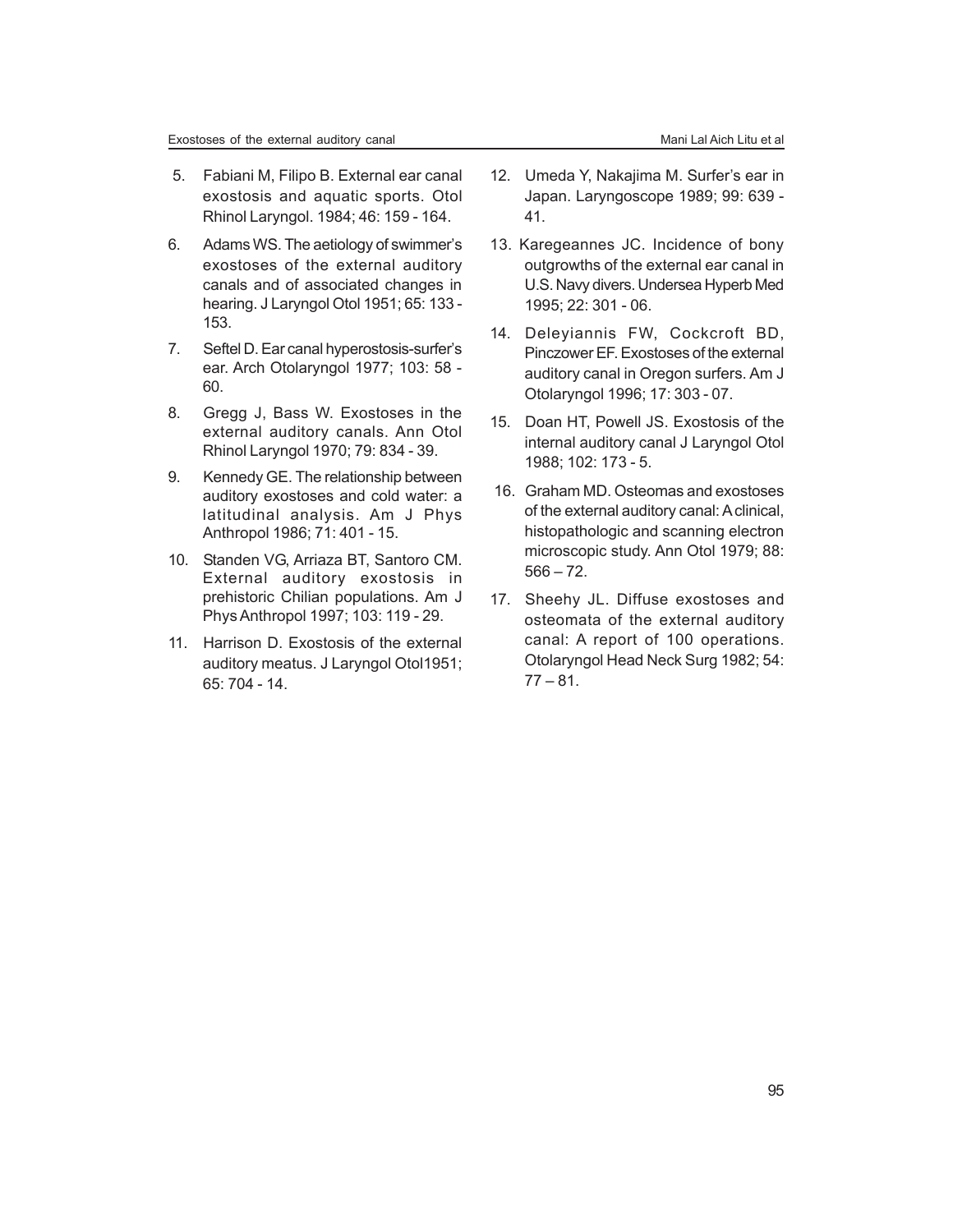5. Fabiani M, Filipo B. External ear canal exostosis and aquatic sports. Otol Rhinol Laryngol. 1984; 46: 159 - 164.

6. Adams WS. The aetiology of swimmer's exostoses of the external auditory canals and of associated changes in hearing. J Laryngol Otol 1951; 65: 133 - 153.

7. Seftel D. Ear canal hyperostosis-surfer's ear. Arch Otolaryngol 1977; 103: 58 - 60.

8. Gregg J, Bass W. Exostoses in the external auditory canals. Ann Otol Rhinol Laryngol 1970; 79: 834 - 39.

9. Kennedy GE. The relationship between auditory exostoses and cold water: a latitudinal analysis. Am J Phys Anthropol 1986; 71: 401 - 15.

10. Standen VG, Arriaza BT, Santoro CM. External auditory exostosis in prehistoric Chilian populations. Am J Phys Anthropol 1997; 103: 119 - 29.

11. Harrison D. Exostosis of the external auditory meatus. J Laryngol Otol1951; 65: 704 - 14.

12. Umeda Y, Nakajima M. Surfer's ear in Japan. Laryngoscope 1989; 99: 639 - 41.

13. Karegeannes JC. Incidence of bony outgrowths of the external ear canal in U.S. Navy divers. Undersea Hyperb Med 1995; 22: 301 - 06.

14. Deleyiannis FW, Cockcroft BD, Pinczower EF. Exostoses of the external auditory canal in Oregon surfers. Am J Otolaryngol 1996; 17: 303 - 07.

15. Doan HT, Powell JS. Exostosis of the internal auditory canal J Laryngol Otol 1988; 102: 173 - 5.

16. Graham MD. Osteomas and exostoses of the external auditory canal: A clinical, histopathologic and scanning electron microscopic study. Ann Otol 1979; 88: 566 – 72.

17. Sheehy JL. Diffuse exostoses and osteomata of the external auditory canal: A report of 100 operations. Otolaryngol Head Neck Surg 1982; 54: 77 – 81.